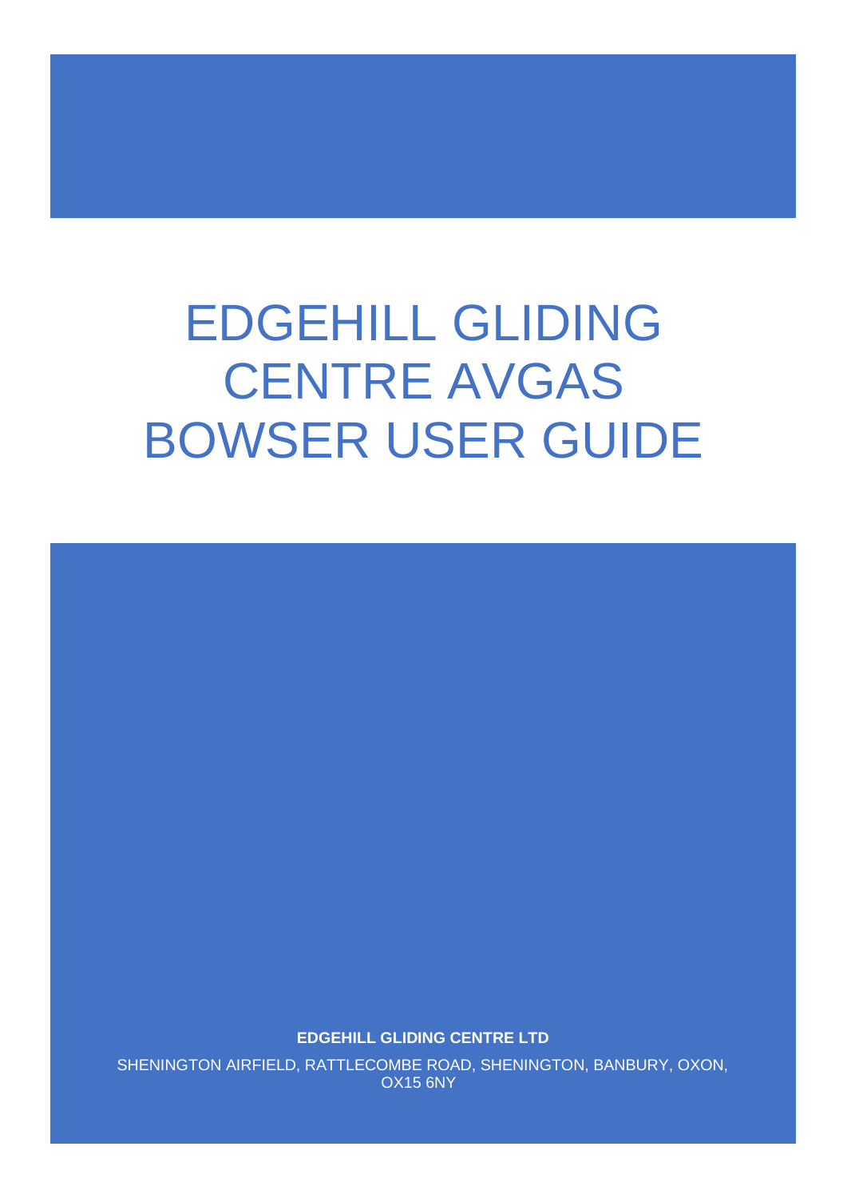# EDGEHILL GLIDING CENTRE AVGAS BOWSER USER GUIDE

**EDGEHILL GLIDING CENTRE LTD**

SHENINGTON AIRFIELD, RATTLECOMBE ROAD, SHENINGTON, BANBURY, OXON, OX15 6NY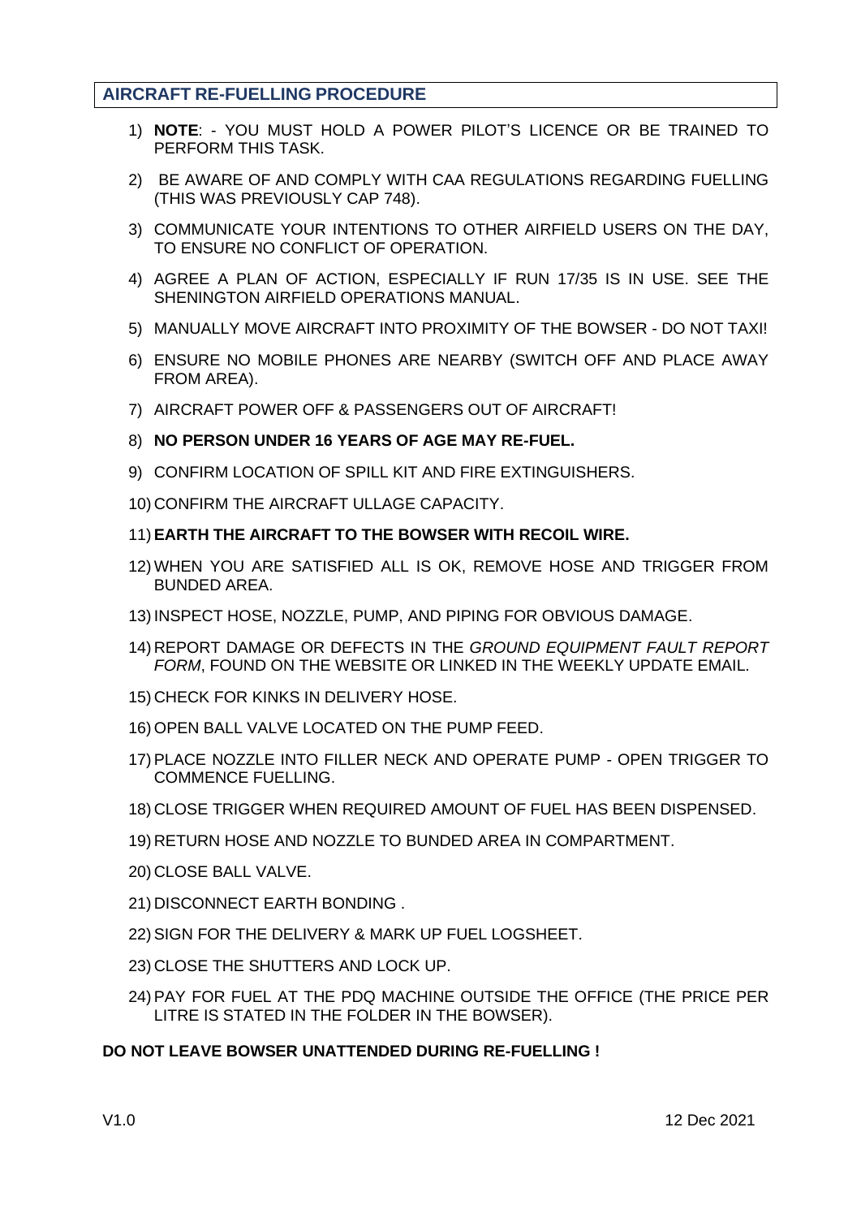## AIRCRAFT RE-FUELLING PROCEDURE

1) **NOTE**: - YOU MUST HOLD A POWER PILOT'S LICENCE OR BE TRAINED TO PERFORM THIS TASK.
2) BE AWARE OF AND COMPLY WITH CAA REGULATIONS REGARDING FUELLING (THIS WAS PREVIOUSLY CAP 748).
3) COMMUNICATE YOUR INTENTIONS TO OTHER AIRFIELD USERS ON THE DAY, TO ENSURE NO CONFLICT OF OPERATION.
4) AGREE A PLAN OF ACTION, ESPECIALLY IF RUN 17/35 IS IN USE. SEE THE SHENINGTON AIRFIELD OPERATIONS MANUAL.
5) MANUALLY MOVE AIRCRAFT INTO PROXIMITY OF THE BOWSER - DO NOT TAXI!
6) ENSURE NO MOBILE PHONES ARE NEARBY (SWITCH OFF AND PLACE AWAY FROM AREA).
7) AIRCRAFT POWER OFF & PASSENGERS OUT OF AIRCRAFT!
8) **NO PERSON UNDER 16 YEARS OF AGE MAY RE-FUEL.**
9) CONFIRM LOCATION OF SPILL KIT AND FIRE EXTINGUISHERS.
10) CONFIRM THE AIRCRAFT ULLAGE CAPACITY.
11) **EARTH THE AIRCRAFT TO THE BOWSER WITH RECOIL WIRE.**
12) WHEN YOU ARE SATISFIED ALL IS OK, REMOVE HOSE AND TRIGGER FROM BUNDED AREA.
13) INSPECT HOSE, NOZZLE, PUMP, AND PIPING FOR OBVIOUS DAMAGE.
14) REPORT DAMAGE OR DEFECTS IN THE *GROUND EQUIPMENT FAULT REPORT FORM*, FOUND ON THE WEBSITE OR LINKED IN THE WEEKLY UPDATE EMAIL.
15) CHECK FOR KINKS IN DELIVERY HOSE.
16) OPEN BALL VALVE LOCATED ON THE PUMP FEED.
17) PLACE NOZZLE INTO FILLER NECK AND OPERATE PUMP - OPEN TRIGGER TO COMMENCE FUELLING.
18) CLOSE TRIGGER WHEN REQUIRED AMOUNT OF FUEL HAS BEEN DISPENSED.
19) RETURN HOSE AND NOZZLE TO BUNDED AREA IN COMPARTMENT.
20) CLOSE BALL VALVE.
21) DISCONNECT EARTH BONDING .
22) SIGN FOR THE DELIVERY & MARK UP FUEL LOGSHEET.
23) CLOSE THE SHUTTERS AND LOCK UP.
24) PAY FOR FUEL AT THE PDQ MACHINE OUTSIDE THE OFFICE (THE PRICE PER LITRE IS STATED IN THE FOLDER IN THE BOWSER).

**DO NOT LEAVE BOWSER UNATTENDED DURING RE-FUELLING !**

V1.0 12 Dec 2021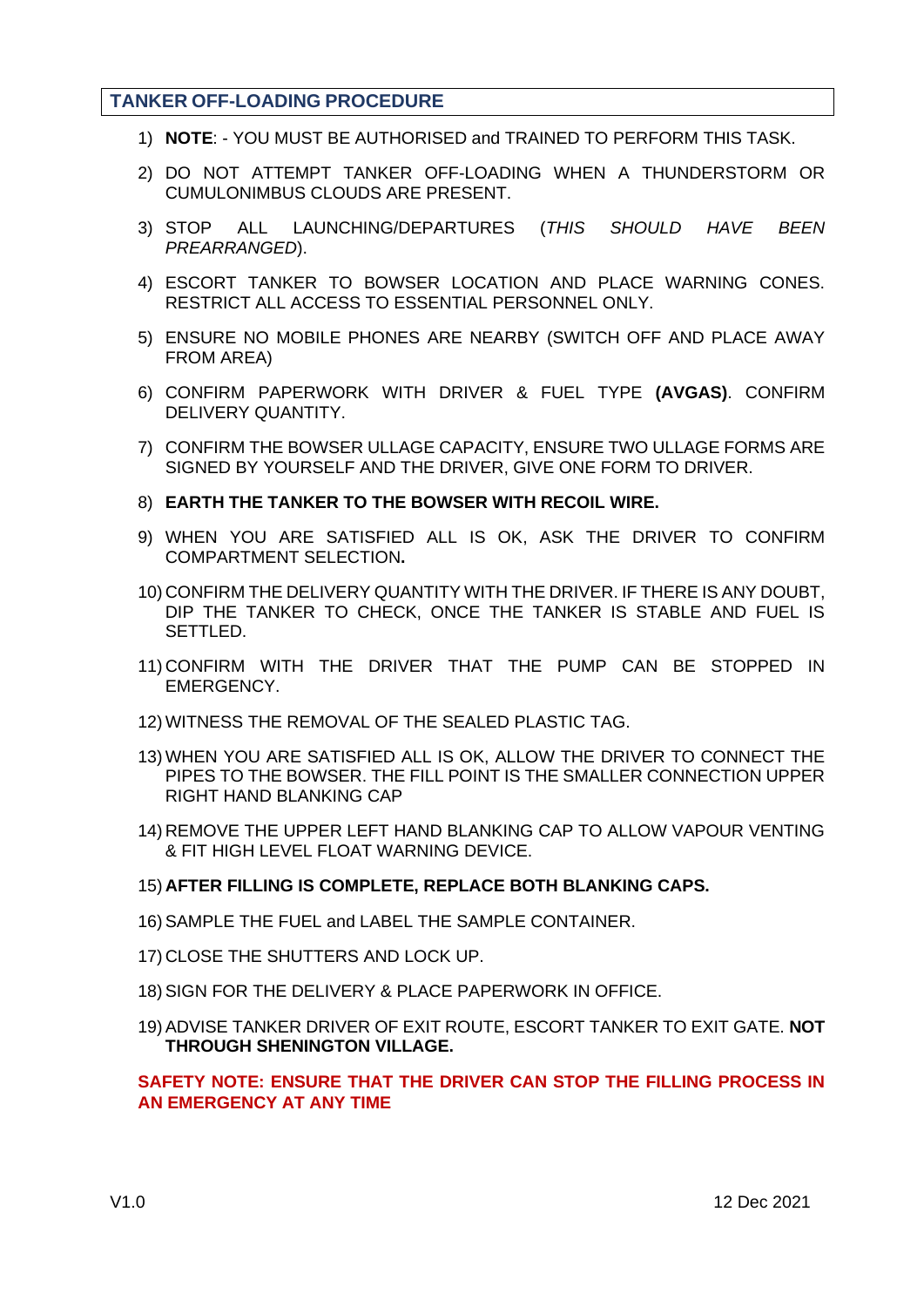## TANKER OFF-LOADING PROCEDURE

1) **NOTE**: - YOU MUST BE AUTHORISED and TRAINED TO PERFORM THIS TASK.
2) DO NOT ATTEMPT TANKER OFF-LOADING WHEN A THUNDERSTORM OR CUMULONIMBUS CLOUDS ARE PRESENT.
3) STOP ALL LAUNCHING/DEPARTURES (*THIS SHOULD HAVE BEEN PREARRANGED*).
4) ESCORT TANKER TO BOWSER LOCATION AND PLACE WARNING CONES. RESTRICT ALL ACCESS TO ESSENTIAL PERSONNEL ONLY.
5) ENSURE NO MOBILE PHONES ARE NEARBY (SWITCH OFF AND PLACE AWAY FROM AREA)
6) CONFIRM PAPERWORK WITH DRIVER & FUEL TYPE **(AVGAS)**. CONFIRM DELIVERY QUANTITY.
7) CONFIRM THE BOWSER ULLAGE CAPACITY, ENSURE TWO ULLAGE FORMS ARE SIGNED BY YOURSELF AND THE DRIVER, GIVE ONE FORM TO DRIVER.
8) **EARTH THE TANKER TO THE BOWSER WITH RECOIL WIRE.**
9) WHEN YOU ARE SATISFIED ALL IS OK, ASK THE DRIVER TO CONFIRM COMPARTMENT SELECTION**.**
10) CONFIRM THE DELIVERY QUANTITY WITH THE DRIVER. IF THERE IS ANY DOUBT, DIP THE TANKER TO CHECK, ONCE THE TANKER IS STABLE AND FUEL IS SETTLED.
11) CONFIRM WITH THE DRIVER THAT THE PUMP CAN BE STOPPED IN EMERGENCY.
12) WITNESS THE REMOVAL OF THE SEALED PLASTIC TAG.
13) WHEN YOU ARE SATISFIED ALL IS OK, ALLOW THE DRIVER TO CONNECT THE PIPES TO THE BOWSER. THE FILL POINT IS THE SMALLER CONNECTION UPPER RIGHT HAND BLANKING CAP
14) REMOVE THE UPPER LEFT HAND BLANKING CAP TO ALLOW VAPOUR VENTING & FIT HIGH LEVEL FLOAT WARNING DEVICE.
15) **AFTER FILLING IS COMPLETE, REPLACE BOTH BLANKING CAPS.**
16) SAMPLE THE FUEL and LABEL THE SAMPLE CONTAINER.
17) CLOSE THE SHUTTERS AND LOCK UP.
18) SIGN FOR THE DELIVERY & PLACE PAPERWORK IN OFFICE.
19) ADVISE TANKER DRIVER OF EXIT ROUTE, ESCORT TANKER TO EXIT GATE. **NOT THROUGH SHENINGTON VILLAGE.**

**SAFETY NOTE: ENSURE THAT THE DRIVER CAN STOP THE FILLING PROCESS IN AN EMERGENCY AT ANY TIME**

V1.0 12 Dec 2021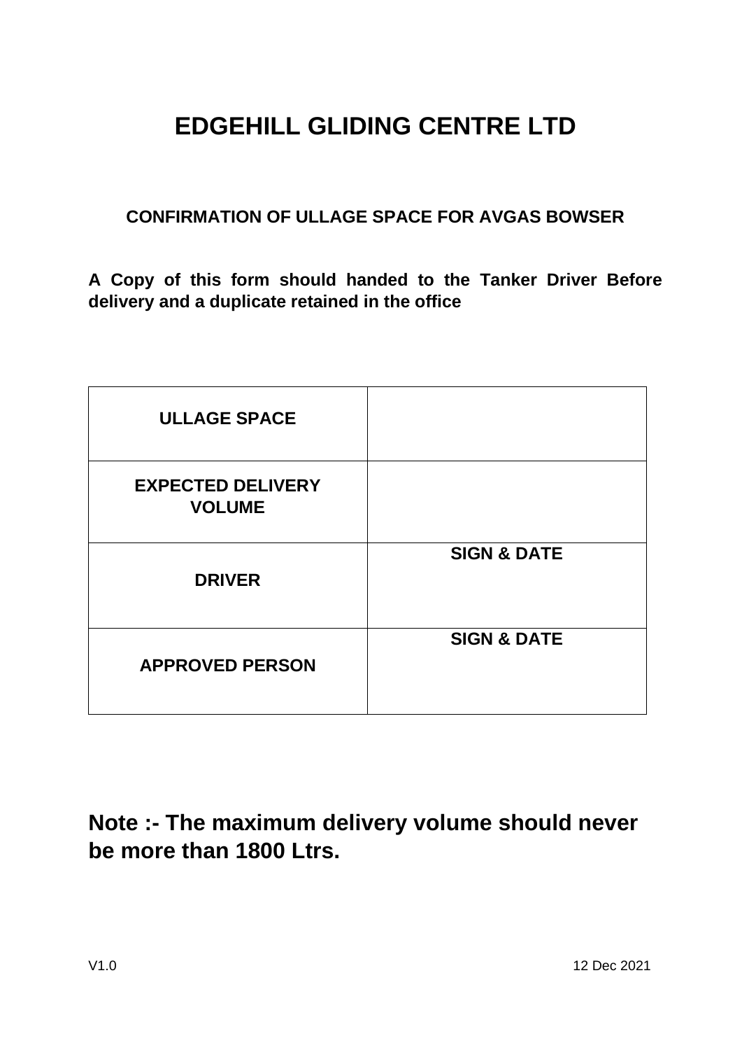# EDGEHILL GLIDING CENTRE LTD

**CONFIRMATION OF ULLAGE SPACE FOR AVGAS BOWSER**

**A Copy of this form should handed to the Tanker Driver Before delivery and a duplicate retained in the office**

| | |
|---|---|
| **ULLAGE SPACE** | |
| **EXPECTED DELIVERY VOLUME** | |
| **DRIVER** | **SIGN & DATE** |
| **APPROVED PERSON** | **SIGN & DATE** |

## Note :- The maximum delivery volume should never be more than 1800 Ltrs.

V1.0 12 Dec 2021